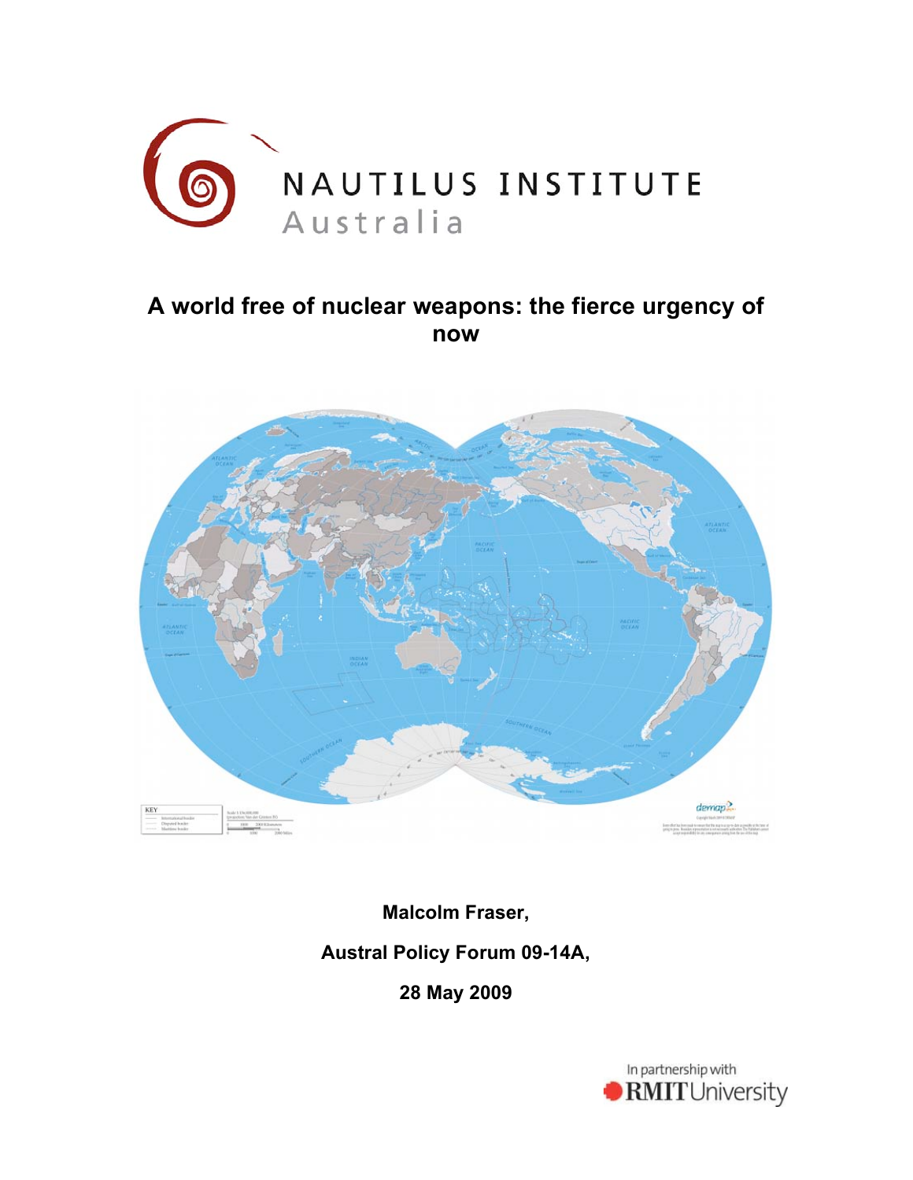NAUTILUS INSTITUTE

Australia

# A world free of nuclear weapons: the fierce urgency of now

**Malcolm Fraser,**

**Austral Policy Forum 09-14A,**

**28 May 2009**

In partnership with RMIT University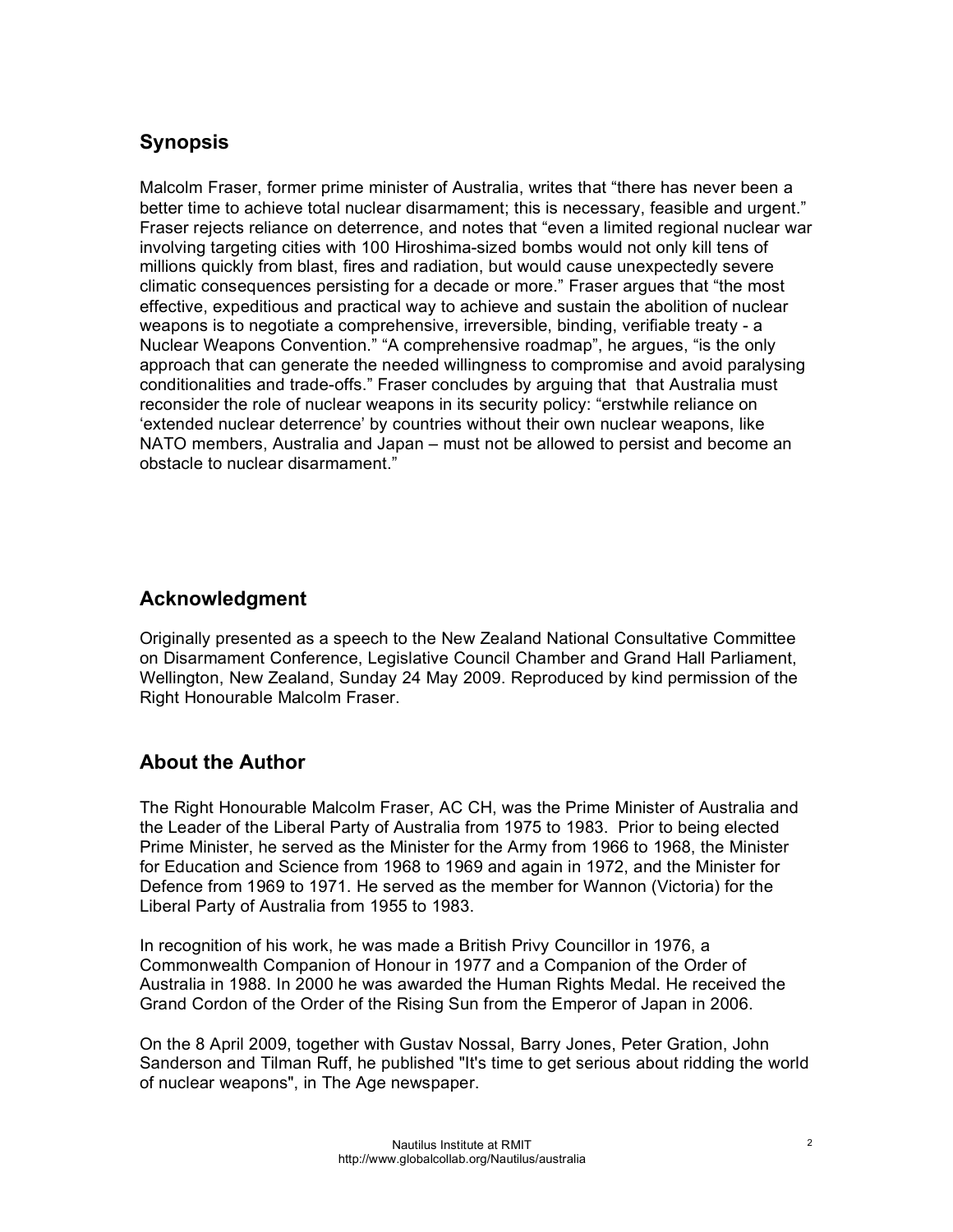## Synopsis

Malcolm Fraser, former prime minister of Australia, writes that "there has never been a better time to achieve total nuclear disarmament; this is necessary, feasible and urgent." Fraser rejects reliance on deterrence, and notes that "even a limited regional nuclear war involving targeting cities with 100 Hiroshima-sized bombs would not only kill tens of millions quickly from blast, fires and radiation, but would cause unexpectedly severe climatic consequences persisting for a decade or more." Fraser argues that "the most effective, expeditious and practical way to achieve and sustain the abolition of nuclear weapons is to negotiate a comprehensive, irreversible, binding, verifiable treaty - a Nuclear Weapons Convention." "A comprehensive roadmap", he argues, "is the only approach that can generate the needed willingness to compromise and avoid paralysing conditionalities and trade-offs." Fraser concludes by arguing that that Australia must reconsider the role of nuclear weapons in its security policy: "erstwhile reliance on 'extended nuclear deterrence' by countries without their own nuclear weapons, like NATO members, Australia and Japan – must not be allowed to persist and become an obstacle to nuclear disarmament."

## Acknowledgment

Originally presented as a speech to the New Zealand National Consultative Committee on Disarmament Conference, Legislative Council Chamber and Grand Hall Parliament, Wellington, New Zealand, Sunday 24 May 2009. Reproduced by kind permission of the Right Honourable Malcolm Fraser.

## About the Author

The Right Honourable Malcolm Fraser, AC CH, was the Prime Minister of Australia and the Leader of the Liberal Party of Australia from 1975 to 1983. Prior to being elected Prime Minister, he served as the Minister for the Army from 1966 to 1968, the Minister for Education and Science from 1968 to 1969 and again in 1972, and the Minister for Defence from 1969 to 1971. He served as the member for Wannon (Victoria) for the Liberal Party of Australia from 1955 to 1983.

In recognition of his work, he was made a British Privy Councillor in 1976, a Commonwealth Companion of Honour in 1977 and a Companion of the Order of Australia in 1988. In 2000 he was awarded the Human Rights Medal. He received the Grand Cordon of the Order of the Rising Sun from the Emperor of Japan in 2006.

On the 8 April 2009, together with Gustav Nossal, Barry Jones, Peter Gration, John Sanderson and Tilman Ruff, he published "It's time to get serious about ridding the world of nuclear weapons", in The Age newspaper.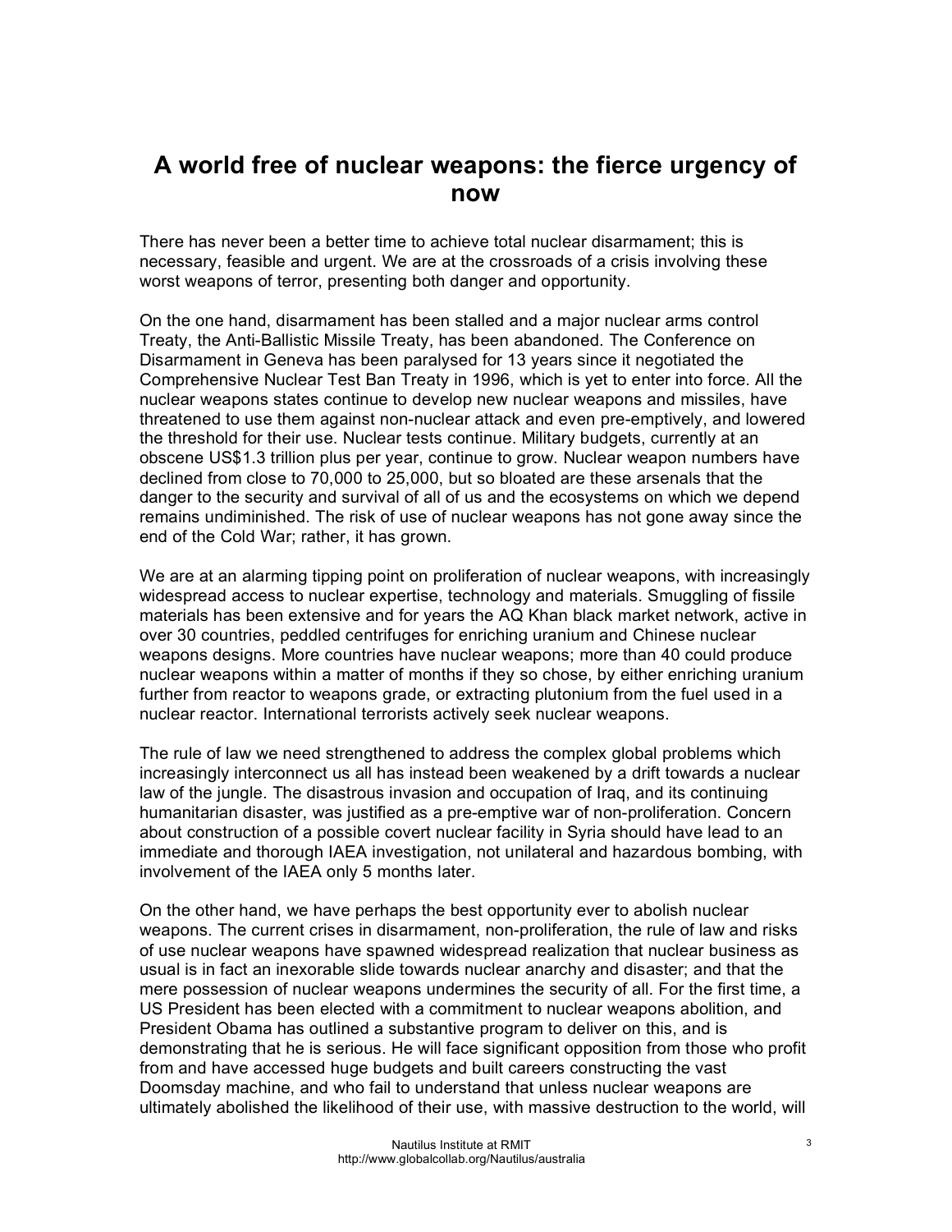# A world free of nuclear weapons: the fierce urgency of now

There has never been a better time to achieve total nuclear disarmament; this is necessary, feasible and urgent. We are at the crossroads of a crisis involving these worst weapons of terror, presenting both danger and opportunity.

On the one hand, disarmament has been stalled and a major nuclear arms control Treaty, the Anti-Ballistic Missile Treaty, has been abandoned. The Conference on Disarmament in Geneva has been paralysed for 13 years since it negotiated the Comprehensive Nuclear Test Ban Treaty in 1996, which is yet to enter into force. All the nuclear weapons states continue to develop new nuclear weapons and missiles, have threatened to use them against non-nuclear attack and even pre-emptively, and lowered the threshold for their use. Nuclear tests continue. Military budgets, currently at an obscene US$1.3 trillion plus per year, continue to grow. Nuclear weapon numbers have declined from close to 70,000 to 25,000, but so bloated are these arsenals that the danger to the security and survival of all of us and the ecosystems on which we depend remains undiminished. The risk of use of nuclear weapons has not gone away since the end of the Cold War; rather, it has grown.

We are at an alarming tipping point on proliferation of nuclear weapons, with increasingly widespread access to nuclear expertise, technology and materials. Smuggling of fissile materials has been extensive and for years the AQ Khan black market network, active in over 30 countries, peddled centrifuges for enriching uranium and Chinese nuclear weapons designs. More countries have nuclear weapons; more than 40 could produce nuclear weapons within a matter of months if they so chose, by either enriching uranium further from reactor to weapons grade, or extracting plutonium from the fuel used in a nuclear reactor. International terrorists actively seek nuclear weapons.

The rule of law we need strengthened to address the complex global problems which increasingly interconnect us all has instead been weakened by a drift towards a nuclear law of the jungle. The disastrous invasion and occupation of Iraq, and its continuing humanitarian disaster, was justified as a pre-emptive war of non-proliferation. Concern about construction of a possible covert nuclear facility in Syria should have lead to an immediate and thorough IAEA investigation, not unilateral and hazardous bombing, with involvement of the IAEA only 5 months later.

On the other hand, we have perhaps the best opportunity ever to abolish nuclear weapons. The current crises in disarmament, non-proliferation, the rule of law and risks of use nuclear weapons have spawned widespread realization that nuclear business as usual is in fact an inexorable slide towards nuclear anarchy and disaster; and that the mere possession of nuclear weapons undermines the security of all. For the first time, a US President has been elected with a commitment to nuclear weapons abolition, and President Obama has outlined a substantive program to deliver on this, and is demonstrating that he is serious. He will face significant opposition from those who profit from and have accessed huge budgets and built careers constructing the vast Doomsday machine, and who fail to understand that unless nuclear weapons are ultimately abolished the likelihood of their use, with massive destruction to the world, will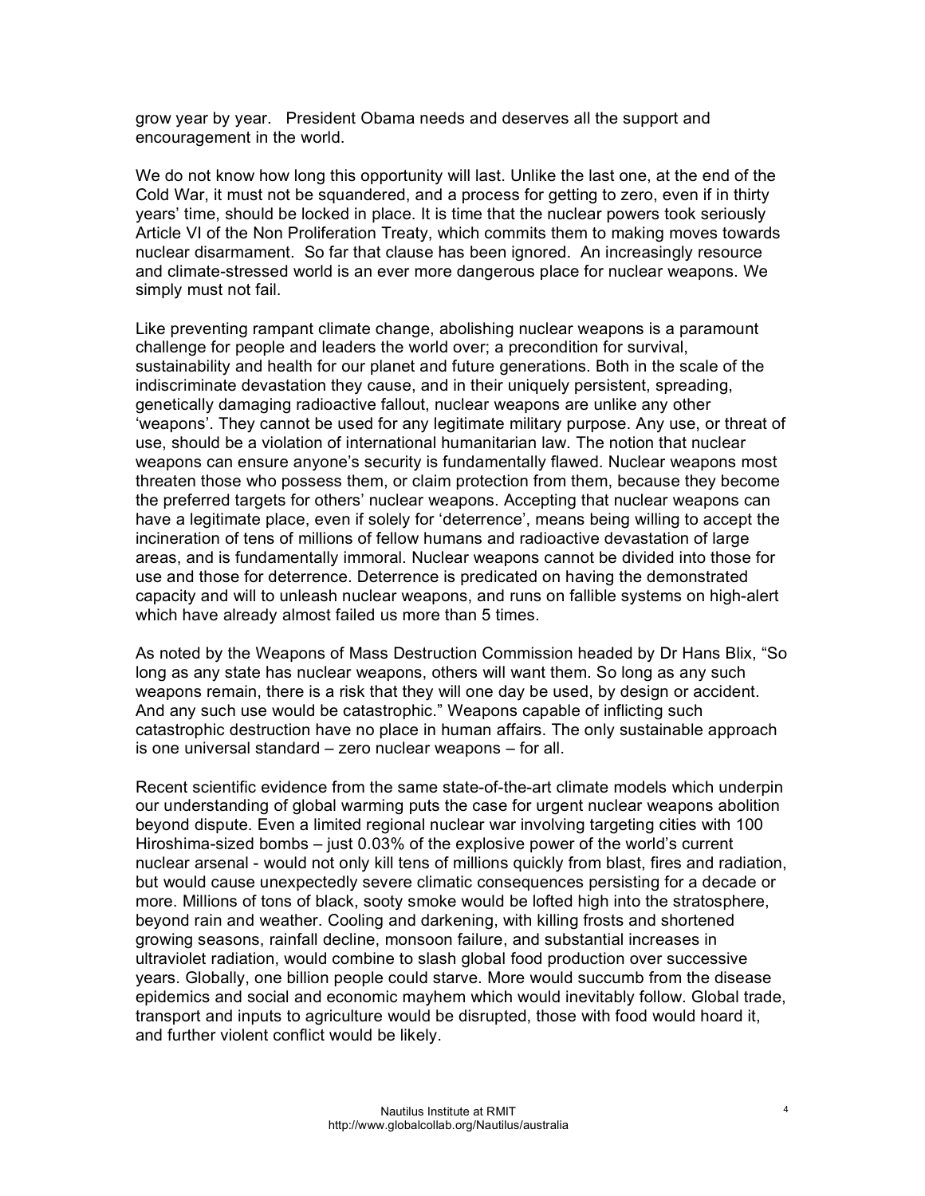grow year by year. President Obama needs and deserves all the support and encouragement in the world.

We do not know how long this opportunity will last. Unlike the last one, at the end of the Cold War, it must not be squandered, and a process for getting to zero, even if in thirty years' time, should be locked in place. It is time that the nuclear powers took seriously Article VI of the Non Proliferation Treaty, which commits them to making moves towards nuclear disarmament. So far that clause has been ignored. An increasingly resource and climate-stressed world is an ever more dangerous place for nuclear weapons. We simply must not fail.

Like preventing rampant climate change, abolishing nuclear weapons is a paramount challenge for people and leaders the world over; a precondition for survival, sustainability and health for our planet and future generations. Both in the scale of the indiscriminate devastation they cause, and in their uniquely persistent, spreading, genetically damaging radioactive fallout, nuclear weapons are unlike any other 'weapons'. They cannot be used for any legitimate military purpose. Any use, or threat of use, should be a violation of international humanitarian law. The notion that nuclear weapons can ensure anyone's security is fundamentally flawed. Nuclear weapons most threaten those who possess them, or claim protection from them, because they become the preferred targets for others' nuclear weapons. Accepting that nuclear weapons can have a legitimate place, even if solely for 'deterrence', means being willing to accept the incineration of tens of millions of fellow humans and radioactive devastation of large areas, and is fundamentally immoral. Nuclear weapons cannot be divided into those for use and those for deterrence. Deterrence is predicated on having the demonstrated capacity and will to unleash nuclear weapons, and runs on fallible systems on high-alert which have already almost failed us more than 5 times.

As noted by the Weapons of Mass Destruction Commission headed by Dr Hans Blix, "So long as any state has nuclear weapons, others will want them. So long as any such weapons remain, there is a risk that they will one day be used, by design or accident. And any such use would be catastrophic." Weapons capable of inflicting such catastrophic destruction have no place in human affairs. The only sustainable approach is one universal standard – zero nuclear weapons – for all.

Recent scientific evidence from the same state-of-the-art climate models which underpin our understanding of global warming puts the case for urgent nuclear weapons abolition beyond dispute. Even a limited regional nuclear war involving targeting cities with 100 Hiroshima-sized bombs – just 0.03% of the explosive power of the world's current nuclear arsenal - would not only kill tens of millions quickly from blast, fires and radiation, but would cause unexpectedly severe climatic consequences persisting for a decade or more. Millions of tons of black, sooty smoke would be lofted high into the stratosphere, beyond rain and weather. Cooling and darkening, with killing frosts and shortened growing seasons, rainfall decline, monsoon failure, and substantial increases in ultraviolet radiation, would combine to slash global food production over successive years. Globally, one billion people could starve. More would succumb from the disease epidemics and social and economic mayhem which would inevitably follow. Global trade, transport and inputs to agriculture would be disrupted, those with food would hoard it, and further violent conflict would be likely.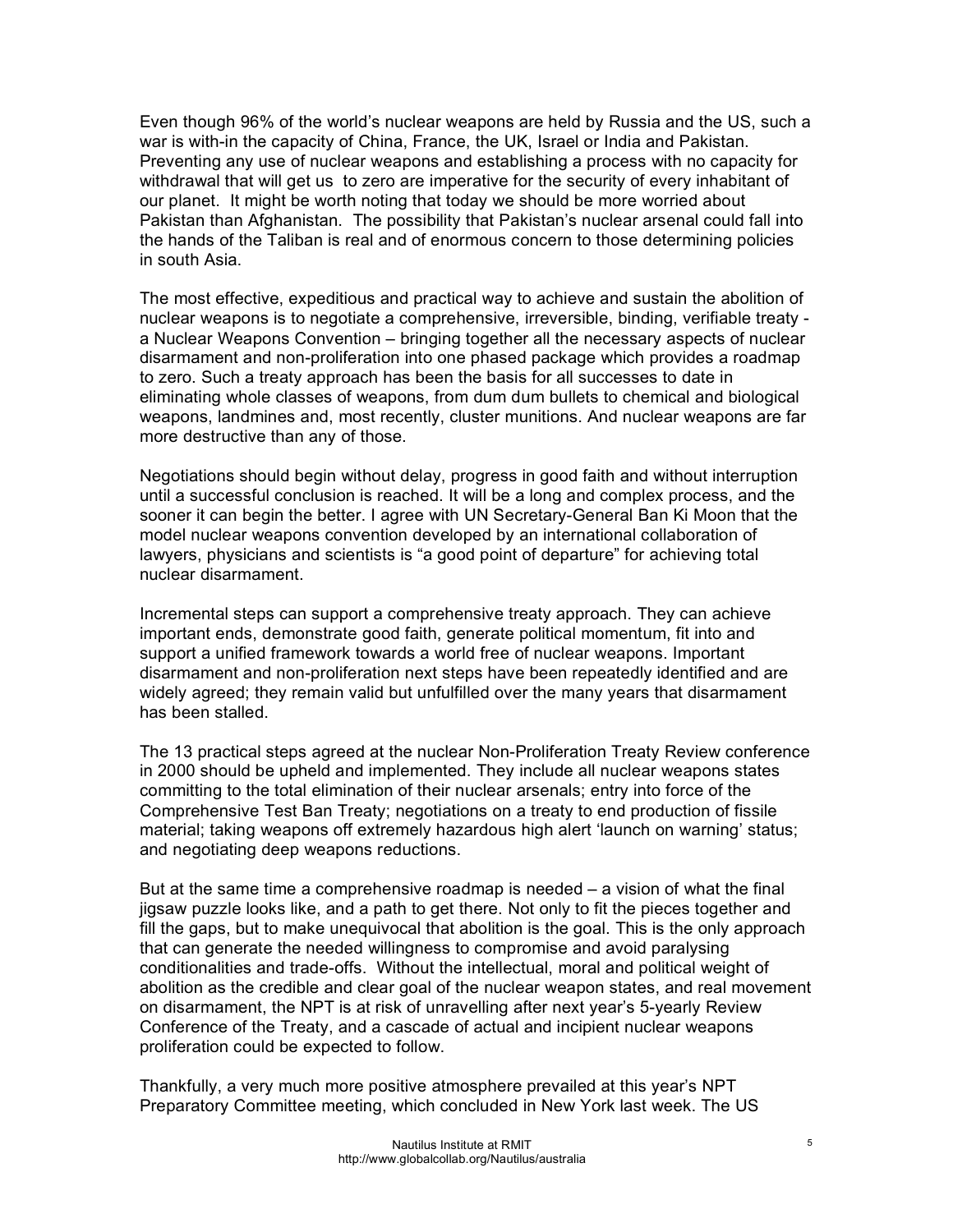Even though 96% of the world's nuclear weapons are held by Russia and the US, such a war is with-in the capacity of China, France, the UK, Israel or India and Pakistan. Preventing any use of nuclear weapons and establishing a process with no capacity for withdrawal that will get us to zero are imperative for the security of every inhabitant of our planet. It might be worth noting that today we should be more worried about Pakistan than Afghanistan. The possibility that Pakistan's nuclear arsenal could fall into the hands of the Taliban is real and of enormous concern to those determining policies in south Asia.

The most effective, expeditious and practical way to achieve and sustain the abolition of nuclear weapons is to negotiate a comprehensive, irreversible, binding, verifiable treaty - a Nuclear Weapons Convention – bringing together all the necessary aspects of nuclear disarmament and non-proliferation into one phased package which provides a roadmap to zero. Such a treaty approach has been the basis for all successes to date in eliminating whole classes of weapons, from dum dum bullets to chemical and biological weapons, landmines and, most recently, cluster munitions. And nuclear weapons are far more destructive than any of those.

Negotiations should begin without delay, progress in good faith and without interruption until a successful conclusion is reached. It will be a long and complex process, and the sooner it can begin the better. I agree with UN Secretary-General Ban Ki Moon that the model nuclear weapons convention developed by an international collaboration of lawyers, physicians and scientists is "a good point of departure" for achieving total nuclear disarmament.

Incremental steps can support a comprehensive treaty approach. They can achieve important ends, demonstrate good faith, generate political momentum, fit into and support a unified framework towards a world free of nuclear weapons. Important disarmament and non-proliferation next steps have been repeatedly identified and are widely agreed; they remain valid but unfulfilled over the many years that disarmament has been stalled.

The 13 practical steps agreed at the nuclear Non-Proliferation Treaty Review conference in 2000 should be upheld and implemented. They include all nuclear weapons states committing to the total elimination of their nuclear arsenals; entry into force of the Comprehensive Test Ban Treaty; negotiations on a treaty to end production of fissile material; taking weapons off extremely hazardous high alert 'launch on warning' status; and negotiating deep weapons reductions.

But at the same time a comprehensive roadmap is needed – a vision of what the final jigsaw puzzle looks like, and a path to get there. Not only to fit the pieces together and fill the gaps, but to make unequivocal that abolition is the goal. This is the only approach that can generate the needed willingness to compromise and avoid paralysing conditionalities and trade-offs. Without the intellectual, moral and political weight of abolition as the credible and clear goal of the nuclear weapon states, and real movement on disarmament, the NPT is at risk of unravelling after next year's 5-yearly Review Conference of the Treaty, and a cascade of actual and incipient nuclear weapons proliferation could be expected to follow.

Thankfully, a very much more positive atmosphere prevailed at this year's NPT Preparatory Committee meeting, which concluded in New York last week. The US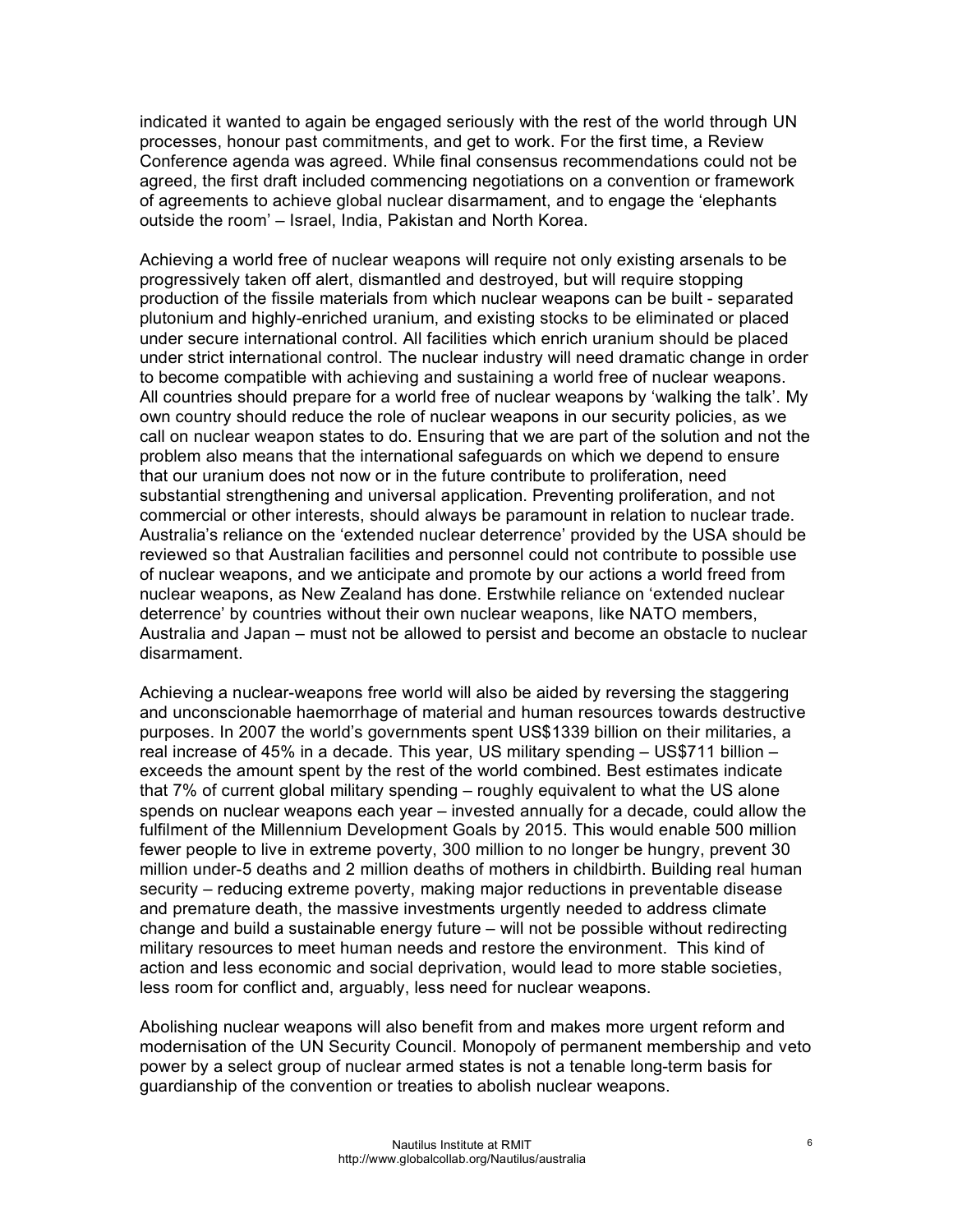indicated it wanted to again be engaged seriously with the rest of the world through UN processes, honour past commitments, and get to work. For the first time, a Review Conference agenda was agreed. While final consensus recommendations could not be agreed, the first draft included commencing negotiations on a convention or framework of agreements to achieve global nuclear disarmament, and to engage the 'elephants outside the room' – Israel, India, Pakistan and North Korea.

Achieving a world free of nuclear weapons will require not only existing arsenals to be progressively taken off alert, dismantled and destroyed, but will require stopping production of the fissile materials from which nuclear weapons can be built - separated plutonium and highly-enriched uranium, and existing stocks to be eliminated or placed under secure international control. All facilities which enrich uranium should be placed under strict international control. The nuclear industry will need dramatic change in order to become compatible with achieving and sustaining a world free of nuclear weapons. All countries should prepare for a world free of nuclear weapons by 'walking the talk'. My own country should reduce the role of nuclear weapons in our security policies, as we call on nuclear weapon states to do. Ensuring that we are part of the solution and not the problem also means that the international safeguards on which we depend to ensure that our uranium does not now or in the future contribute to proliferation, need substantial strengthening and universal application. Preventing proliferation, and not commercial or other interests, should always be paramount in relation to nuclear trade. Australia's reliance on the 'extended nuclear deterrence' provided by the USA should be reviewed so that Australian facilities and personnel could not contribute to possible use of nuclear weapons, and we anticipate and promote by our actions a world freed from nuclear weapons, as New Zealand has done. Erstwhile reliance on 'extended nuclear deterrence' by countries without their own nuclear weapons, like NATO members, Australia and Japan – must not be allowed to persist and become an obstacle to nuclear disarmament.

Achieving a nuclear-weapons free world will also be aided by reversing the staggering and unconscionable haemorrhage of material and human resources towards destructive purposes. In 2007 the world's governments spent US$1339 billion on their militaries, a real increase of 45% in a decade. This year, US military spending – US$711 billion – exceeds the amount spent by the rest of the world combined. Best estimates indicate that 7% of current global military spending – roughly equivalent to what the US alone spends on nuclear weapons each year – invested annually for a decade, could allow the fulfilment of the Millennium Development Goals by 2015. This would enable 500 million fewer people to live in extreme poverty, 300 million to no longer be hungry, prevent 30 million under-5 deaths and 2 million deaths of mothers in childbirth. Building real human security – reducing extreme poverty, making major reductions in preventable disease and premature death, the massive investments urgently needed to address climate change and build a sustainable energy future – will not be possible without redirecting military resources to meet human needs and restore the environment. This kind of action and less economic and social deprivation, would lead to more stable societies, less room for conflict and, arguably, less need for nuclear weapons.

Abolishing nuclear weapons will also benefit from and makes more urgent reform and modernisation of the UN Security Council. Monopoly of permanent membership and veto power by a select group of nuclear armed states is not a tenable long-term basis for guardianship of the convention or treaties to abolish nuclear weapons.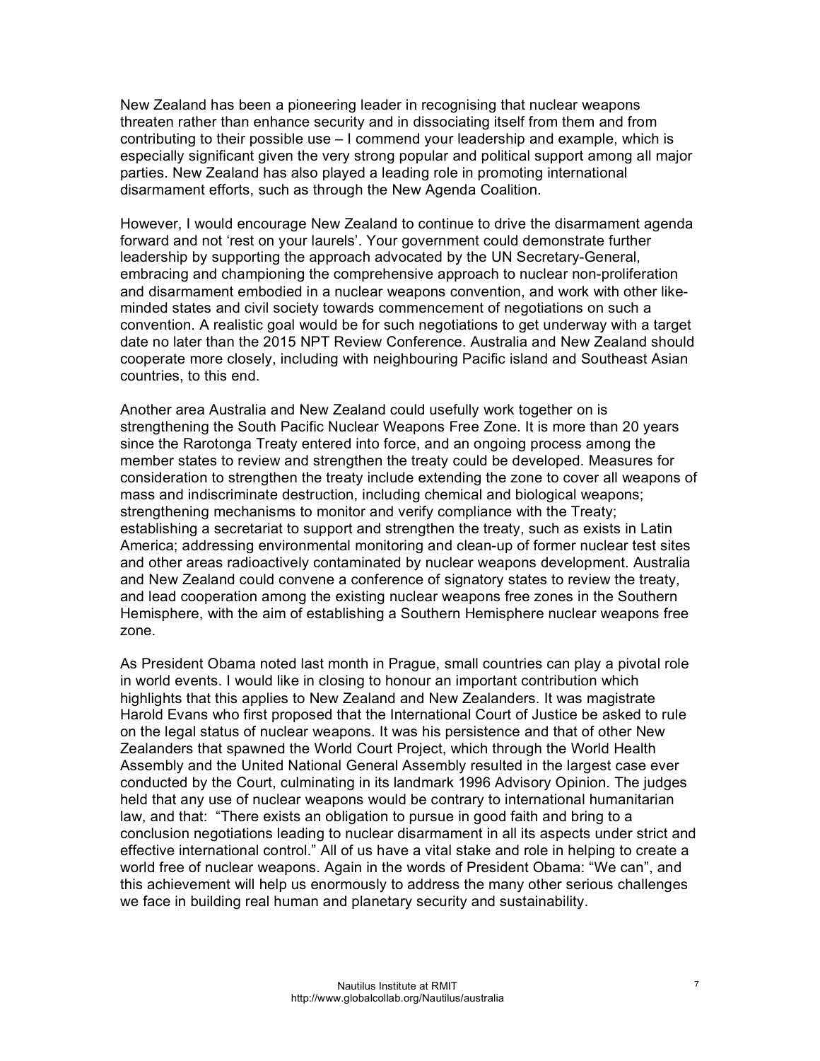New Zealand has been a pioneering leader in recognising that nuclear weapons threaten rather than enhance security and in dissociating itself from them and from contributing to their possible use – I commend your leadership and example, which is especially significant given the very strong popular and political support among all major parties. New Zealand has also played a leading role in promoting international disarmament efforts, such as through the New Agenda Coalition.

However, I would encourage New Zealand to continue to drive the disarmament agenda forward and not 'rest on your laurels'. Your government could demonstrate further leadership by supporting the approach advocated by the UN Secretary-General, embracing and championing the comprehensive approach to nuclear non-proliferation and disarmament embodied in a nuclear weapons convention, and work with other like-minded states and civil society towards commencement of negotiations on such a convention. A realistic goal would be for such negotiations to get underway with a target date no later than the 2015 NPT Review Conference. Australia and New Zealand should cooperate more closely, including with neighbouring Pacific island and Southeast Asian countries, to this end.

Another area Australia and New Zealand could usefully work together on is strengthening the South Pacific Nuclear Weapons Free Zone. It is more than 20 years since the Rarotonga Treaty entered into force, and an ongoing process among the member states to review and strengthen the treaty could be developed. Measures for consideration to strengthen the treaty include extending the zone to cover all weapons of mass and indiscriminate destruction, including chemical and biological weapons; strengthening mechanisms to monitor and verify compliance with the Treaty; establishing a secretariat to support and strengthen the treaty, such as exists in Latin America; addressing environmental monitoring and clean-up of former nuclear test sites and other areas radioactively contaminated by nuclear weapons development. Australia and New Zealand could convene a conference of signatory states to review the treaty, and lead cooperation among the existing nuclear weapons free zones in the Southern Hemisphere, with the aim of establishing a Southern Hemisphere nuclear weapons free zone.

As President Obama noted last month in Prague, small countries can play a pivotal role in world events. I would like in closing to honour an important contribution which highlights that this applies to New Zealand and New Zealanders. It was magistrate Harold Evans who first proposed that the International Court of Justice be asked to rule on the legal status of nuclear weapons. It was his persistence and that of other New Zealanders that spawned the World Court Project, which through the World Health Assembly and the United National General Assembly resulted in the largest case ever conducted by the Court, culminating in its landmark 1996 Advisory Opinion. The judges held that any use of nuclear weapons would be contrary to international humanitarian law, and that: "There exists an obligation to pursue in good faith and bring to a conclusion negotiations leading to nuclear disarmament in all its aspects under strict and effective international control." All of us have a vital stake and role in helping to create a world free of nuclear weapons. Again in the words of President Obama: "We can", and this achievement will help us enormously to address the many other serious challenges we face in building real human and planetary security and sustainability.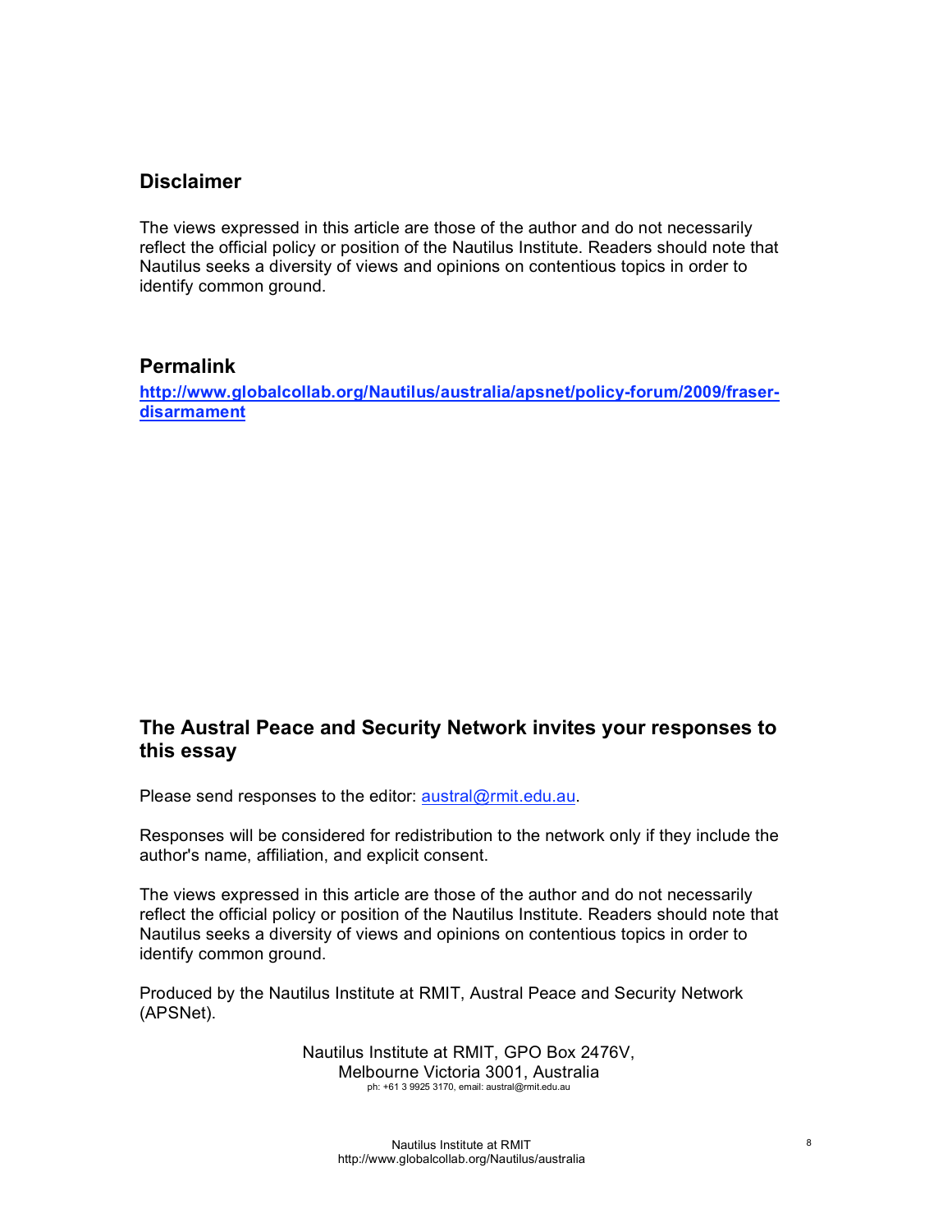## Disclaimer

The views expressed in this article are those of the author and do not necessarily reflect the official policy or position of the Nautilus Institute. Readers should note that Nautilus seeks a diversity of views and opinions on contentious topics in order to identify common ground.

## Permalink

**[http://www.globalcollab.org/Nautilus/australia/apsnet/policy-forum/2009/fraser-disarmament](http://www.globalcollab.org/Nautilus/australia/apsnet/policy-forum/2009/fraser-disarmament)**

## The Austral Peace and Security Network invites your responses to this essay

Please send responses to the editor: [austral@rmit.edu.au](mailto:austral@rmit.edu.au).

Responses will be considered for redistribution to the network only if they include the author's name, affiliation, and explicit consent.

The views expressed in this article are those of the author and do not necessarily reflect the official policy or position of the Nautilus Institute. Readers should note that Nautilus seeks a diversity of views and opinions on contentious topics in order to identify common ground.

Produced by the Nautilus Institute at RMIT, Austral Peace and Security Network (APSNet).

Nautilus Institute at RMIT, GPO Box 2476V,
Melbourne Victoria 3001, Australia
ph: +61 3 9925 3170, email: austral@rmit.edu.au